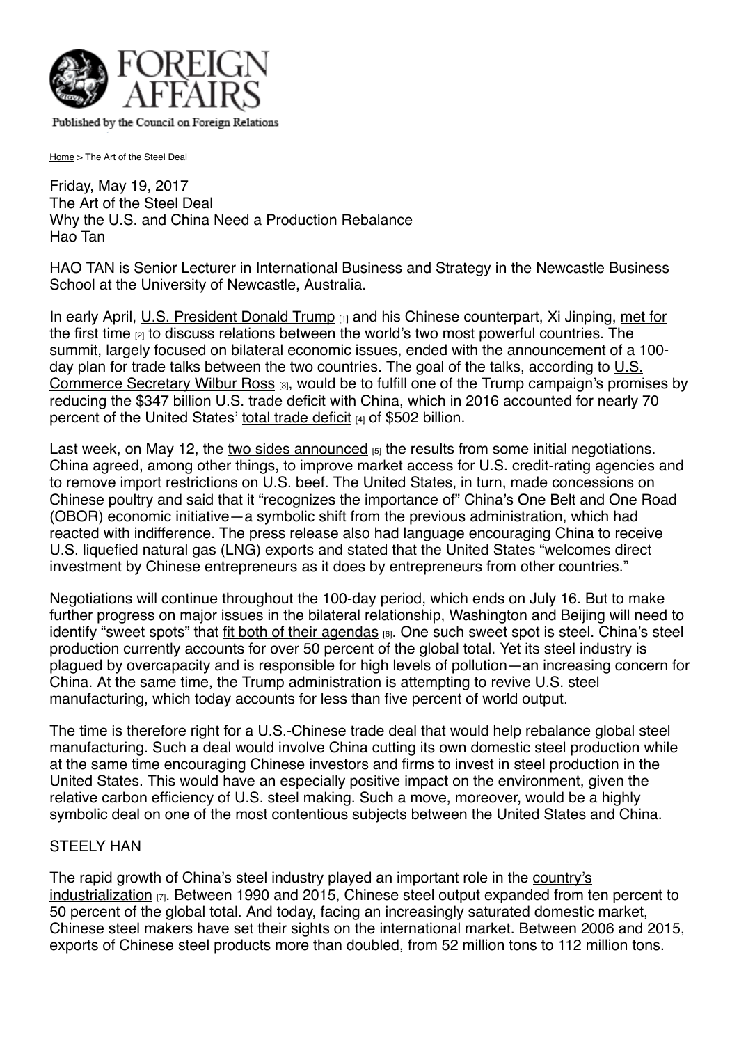Published by the Council on Foreign Relations

Home > The Art of the Steel Deal

Friday, May 19, 2017

# The Art of the Steel Deal

## Why the U.S. and China Need a Production Rebalance

Hao Tan

HAO TAN is Senior Lecturer in International Business and Strategy in the Newcastle Business School at the University of Newcastle, Australia.

In early April, U.S. President Donald Trump [1] and his Chinese counterpart, Xi Jinping, met for the first time [2] to discuss relations between the world's two most powerful countries. The summit, largely focused on bilateral economic issues, ended with the announcement of a 100-day plan for trade talks between the two countries. The goal of the talks, according to U.S. Commerce Secretary Wilbur Ross [3], would be to fulfill one of the Trump campaign's promises by reducing the $347 billion U.S. trade deficit with China, which in 2016 accounted for nearly 70 percent of the United States' total trade deficit [4] of $502 billion.

Last week, on May 12, the two sides announced [5] the results from some initial negotiations. China agreed, among other things, to improve market access for U.S. credit-rating agencies and to remove import restrictions on U.S. beef. The United States, in turn, made concessions on Chinese poultry and said that it "recognizes the importance of" China's One Belt and One Road (OBOR) economic initiative—a symbolic shift from the previous administration, which had reacted with indifference. The press release also had language encouraging China to receive U.S. liquefied natural gas (LNG) exports and stated that the United States "welcomes direct investment by Chinese entrepreneurs as it does by entrepreneurs from other countries."

Negotiations will continue throughout the 100-day period, which ends on July 16. But to make further progress on major issues in the bilateral relationship, Washington and Beijing will need to identify "sweet spots" that fit both of their agendas [6]. One such sweet spot is steel. China's steel production currently accounts for over 50 percent of the global total. Yet its steel industry is plagued by overcapacity and is responsible for high levels of pollution—an increasing concern for China. At the same time, the Trump administration is attempting to revive U.S. steel manufacturing, which today accounts for less than five percent of world output.

The time is therefore right for a U.S.-Chinese trade deal that would help rebalance global steel manufacturing. Such a deal would involve China cutting its own domestic steel production while at the same time encouraging Chinese investors and firms to invest in steel production in the United States. This would have an especially positive impact on the environment, given the relative carbon efficiency of U.S. steel making. Such a move, moreover, would be a highly symbolic deal on one of the most contentious subjects between the United States and China.

### STEELY HAN

The rapid growth of China's steel industry played an important role in the country's industrialization [7]. Between 1990 and 2015, Chinese steel output expanded from ten percent to 50 percent of the global total. And today, facing an increasingly saturated domestic market, Chinese steel makers have set their sights on the international market. Between 2006 and 2015, exports of Chinese steel products more than doubled, from 52 million tons to 112 million tons.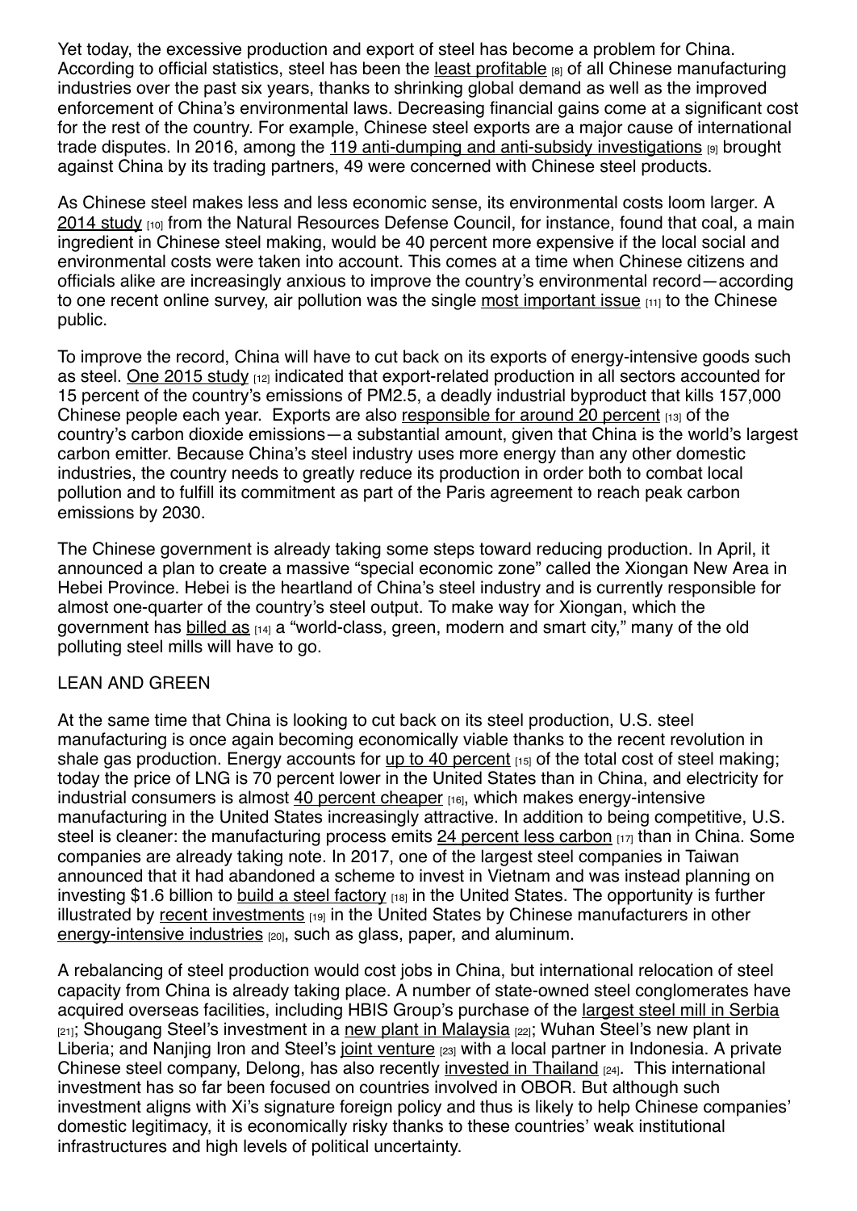Yet today, the excessive production and export of steel has become a problem for China. According to official statistics, steel has been the least profitable [8] of all Chinese manufacturing industries over the past six years, thanks to shrinking global demand as well as the improved enforcement of China's environmental laws. Decreasing financial gains come at a significant cost for the rest of the country. For example, Chinese steel exports are a major cause of international trade disputes. In 2016, among the 119 anti-dumping and anti-subsidy investigations [9] brought against China by its trading partners, 49 were concerned with Chinese steel products.

As Chinese steel makes less and less economic sense, its environmental costs loom larger. A 2014 study [10] from the Natural Resources Defense Council, for instance, found that coal, a main ingredient in Chinese steel making, would be 40 percent more expensive if the local social and environmental costs were taken into account. This comes at a time when Chinese citizens and officials alike are increasingly anxious to improve the country's environmental record—according to one recent online survey, air pollution was the single most important issue [11] to the Chinese public.

To improve the record, China will have to cut back on its exports of energy-intensive goods such as steel. One 2015 study [12] indicated that export-related production in all sectors accounted for 15 percent of the country's emissions of PM2.5, a deadly industrial byproduct that kills 157,000 Chinese people each year. Exports are also responsible for around 20 percent [13] of the country's carbon dioxide emissions—a substantial amount, given that China is the world's largest carbon emitter. Because China's steel industry uses more energy than any other domestic industries, the country needs to greatly reduce its production in order both to combat local pollution and to fulfill its commitment as part of the Paris agreement to reach peak carbon emissions by 2030.

The Chinese government is already taking some steps toward reducing production. In April, it announced a plan to create a massive "special economic zone" called the Xiongan New Area in Hebei Province. Hebei is the heartland of China's steel industry and is currently responsible for almost one-quarter of the country's steel output. To make way for Xiongan, which the government has billed as [14] a "world-class, green, modern and smart city," many of the old polluting steel mills will have to go.

## LEAN AND GREEN

At the same time that China is looking to cut back on its steel production, U.S. steel manufacturing is once again becoming economically viable thanks to the recent revolution in shale gas production. Energy accounts for up to 40 percent [15] of the total cost of steel making; today the price of LNG is 70 percent lower in the United States than in China, and electricity for industrial consumers is almost 40 percent cheaper [16], which makes energy-intensive manufacturing in the United States increasingly attractive. In addition to being competitive, U.S. steel is cleaner: the manufacturing process emits 24 percent less carbon [17] than in China. Some companies are already taking note. In 2017, one of the largest steel companies in Taiwan announced that it had abandoned a scheme to invest in Vietnam and was instead planning on investing $1.6 billion to build a steel factory [18] in the United States. The opportunity is further illustrated by recent investments [19] in the United States by Chinese manufacturers in other energy-intensive industries [20], such as glass, paper, and aluminum.

A rebalancing of steel production would cost jobs in China, but international relocation of steel capacity from China is already taking place. A number of state-owned steel conglomerates have acquired overseas facilities, including HBIS Group's purchase of the largest steel mill in Serbia [21]; Shougang Steel's investment in a new plant in Malaysia [22]; Wuhan Steel's new plant in Liberia; and Nanjing Iron and Steel's joint venture [23] with a local partner in Indonesia. A private Chinese steel company, Delong, has also recently invested in Thailand [24]. This international investment has so far been focused on countries involved in OBOR. But although such investment aligns with Xi's signature foreign policy and thus is likely to help Chinese companies' domestic legitimacy, it is economically risky thanks to these countries' weak institutional infrastructures and high levels of political uncertainty.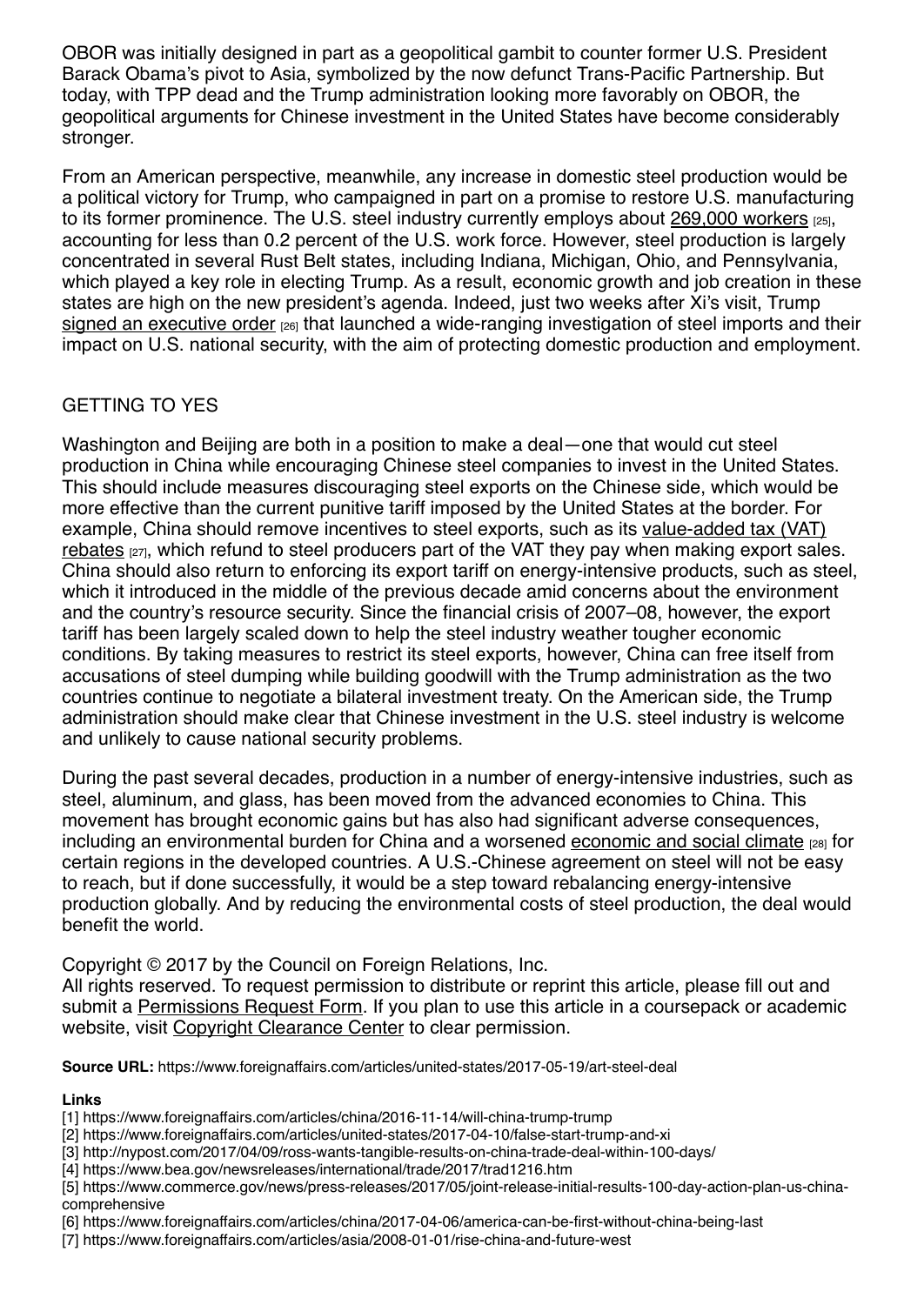OBOR was initially designed in part as a geopolitical gambit to counter former U.S. President Barack Obama's pivot to Asia, symbolized by the now defunct Trans-Pacific Partnership. But today, with TPP dead and the Trump administration looking more favorably on OBOR, the geopolitical arguments for Chinese investment in the United States have become considerably stronger.

From an American perspective, meanwhile, any increase in domestic steel production would be a political victory for Trump, who campaigned in part on a promise to restore U.S. manufacturing to its former prominence. The U.S. steel industry currently employs about 269,000 workers [25], accounting for less than 0.2 percent of the U.S. work force. However, steel production is largely concentrated in several Rust Belt states, including Indiana, Michigan, Ohio, and Pennsylvania, which played a key role in electing Trump. As a result, economic growth and job creation in these states are high on the new president's agenda. Indeed, just two weeks after Xi's visit, Trump signed an executive order [26] that launched a wide-ranging investigation of steel imports and their impact on U.S. national security, with the aim of protecting domestic production and employment.

## GETTING TO YES

Washington and Beijing are both in a position to make a deal—one that would cut steel production in China while encouraging Chinese steel companies to invest in the United States. This should include measures discouraging steel exports on the Chinese side, which would be more effective than the current punitive tariff imposed by the United States at the border. For example, China should remove incentives to steel exports, such as its value-added tax (VAT) rebates [27], which refund to steel producers part of the VAT they pay when making export sales. China should also return to enforcing its export tariff on energy-intensive products, such as steel, which it introduced in the middle of the previous decade amid concerns about the environment and the country's resource security. Since the financial crisis of 2007–08, however, the export tariff has been largely scaled down to help the steel industry weather tougher economic conditions. By taking measures to restrict its steel exports, however, China can free itself from accusations of steel dumping while building goodwill with the Trump administration as the two countries continue to negotiate a bilateral investment treaty. On the American side, the Trump administration should make clear that Chinese investment in the U.S. steel industry is welcome and unlikely to cause national security problems.

During the past several decades, production in a number of energy-intensive industries, such as steel, aluminum, and glass, has been moved from the advanced economies to China. This movement has brought economic gains but has also had significant adverse consequences, including an environmental burden for China and a worsened economic and social climate [28] for certain regions in the developed countries. A U.S.-Chinese agreement on steel will not be easy to reach, but if done successfully, it would be a step toward rebalancing energy-intensive production globally. And by reducing the environmental costs of steel production, the deal would benefit the world.

Copyright © 2017 by the Council on Foreign Relations, Inc.
All rights reserved. To request permission to distribute or reprint this article, please fill out and submit a Permissions Request Form. If you plan to use this article in a coursepack or academic website, visit Copyright Clearance Center to clear permission.

**Source URL:** https://www.foreignaffairs.com/articles/united-states/2017-05-19/art-steel-deal

**Links**

[1] https://www.foreignaffairs.com/articles/china/2016-11-14/will-china-trump-trump
[2] https://www.foreignaffairs.com/articles/united-states/2017-04-10/false-start-trump-and-xi
[3] http://nypost.com/2017/04/09/ross-wants-tangible-results-on-china-trade-deal-within-100-days/
[4] https://www.bea.gov/newsreleases/international/trade/2017/trad1216.htm
[5] https://www.commerce.gov/news/press-releases/2017/05/joint-release-initial-results-100-day-action-plan-us-china-comprehensive
[6] https://www.foreignaffairs.com/articles/china/2017-04-06/america-can-be-first-without-china-being-last
[7] https://www.foreignaffairs.com/articles/asia/2008-01-01/rise-china-and-future-west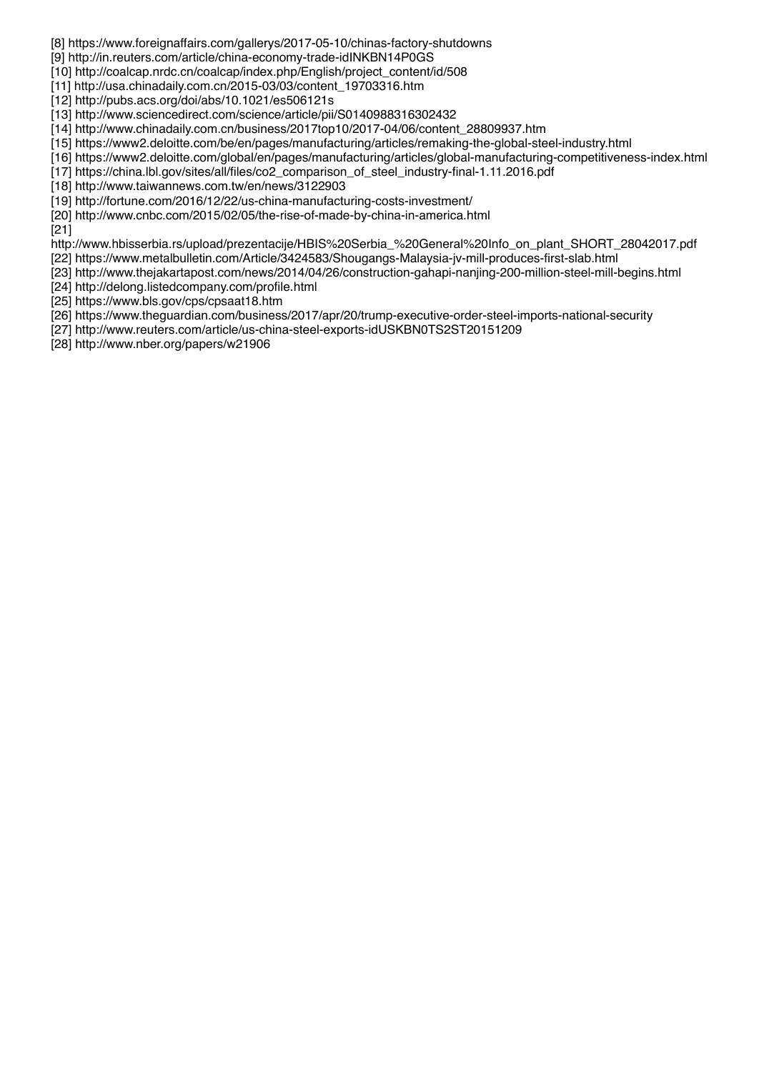[8] https://www.foreignaffairs.com/gallerys/2017-05-10/chinas-factory-shutdowns

[9] http://in.reuters.com/article/china-economy-trade-idINKBN14P0GS

[10] http://coalcap.nrdc.cn/coalcap/index.php/English/project_content/id/508

[11] http://usa.chinadaily.com.cn/2015-03/03/content_19703316.htm

[12] http://pubs.acs.org/doi/abs/10.1021/es506121s

[13] http://www.sciencedirect.com/science/article/pii/S0140988316302432

[14] http://www.chinadaily.com.cn/business/2017top10/2017-04/06/content_28809937.htm

[15] https://www2.deloitte.com/be/en/pages/manufacturing/articles/remaking-the-global-steel-industry.html

[16] https://www2.deloitte.com/global/en/pages/manufacturing/articles/global-manufacturing-competitiveness-index.html

[17] https://china.lbl.gov/sites/all/files/co2_comparison_of_steel_industry-final-1.11.2016.pdf

[18] http://www.taiwannews.com.tw/en/news/3122903

[19] http://fortune.com/2016/12/22/us-china-manufacturing-costs-investment/

[20] http://www.cnbc.com/2015/02/05/the-rise-of-made-by-china-in-america.html

[21] http://www.hbisserbia.rs/upload/prezentacije/HBIS%20Serbia_%20General%20Info_on_plant_SHORT_28042017.pdf

[22] https://www.metalbulletin.com/Article/3424583/Shougangs-Malaysia-jv-mill-produces-first-slab.html

[23] http://www.thejakartapost.com/news/2014/04/26/construction-gahapi-nanjing-200-million-steel-mill-begins.html

[24] http://delong.listedcompany.com/profile.html

[25] https://www.bls.gov/cps/cpsaat18.htm

[26] https://www.theguardian.com/business/2017/apr/20/trump-executive-order-steel-imports-national-security

[27] http://www.reuters.com/article/us-china-steel-exports-idUSKBN0TS2ST20151209

[28] http://www.nber.org/papers/w21906